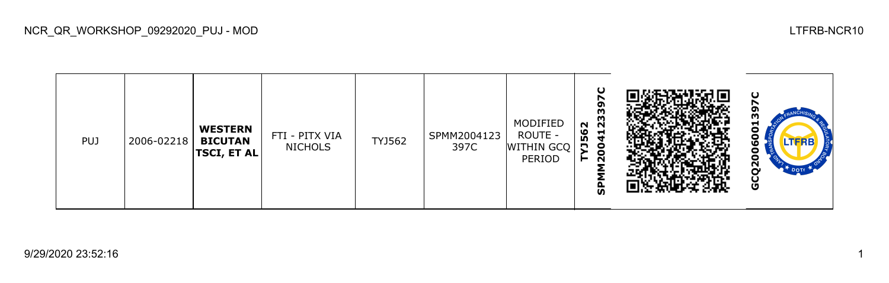| PUJ | 2006-02218 | **WESTERN BICUTAN TSCI, ET AL** | FTI - PITX VIA NICHOLS | TYJ562 | SPMM2004123397C | MODIFIED ROUTE - WITHIN GCQ PERIOD | **SPMM2004123397C TYJ562** | | **GCQ2006001397C** |
|---|---|---|---|---|---|---|---|---|---|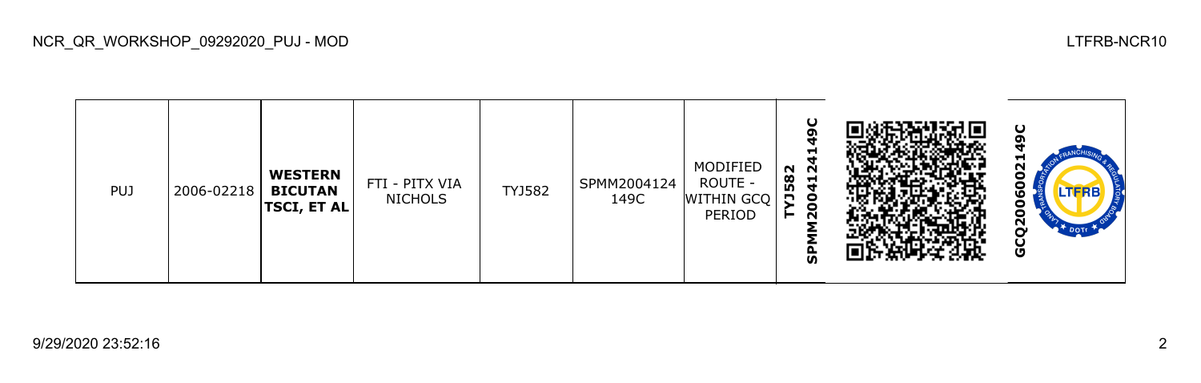| PUJ | 2006-02218 | **WESTERN BICUTAN TSCI, ET AL** | FTI - PITX VIA NICHOLS | TYJ582 | SPMM2004124 149C | MODIFIED ROUTE - WITHIN GCQ PERIOD | **SPMM2004124149C TYJ582** | | **GCQ2006002149C** |
|---|---|---|---|---|---|---|---|---|---|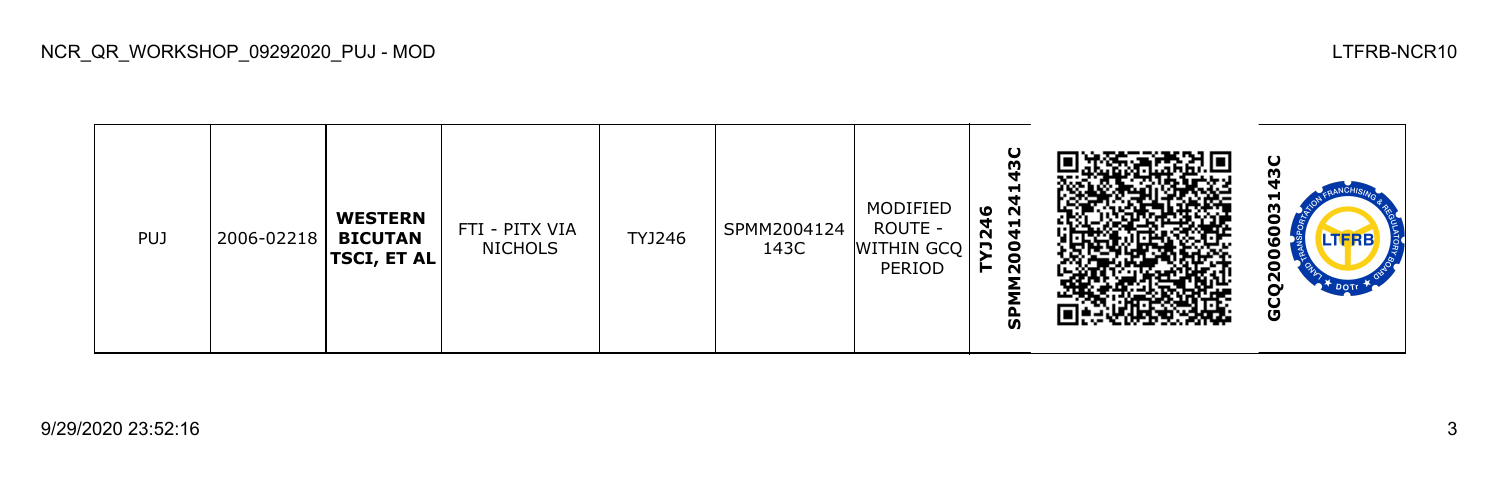| PUJ | 2006-02218 | **WESTERN BICUTAN TSCI, ET AL** | FTI - PITX VIA NICHOLS | TYJ246 | SPMM2004124143C | MODIFIED ROUTE - WITHIN GCQ PERIOD | **TYJ246 SPMM2004124143C** | | **GCQ2006003143C** |
|---|---|---|---|---|---|---|---|---|---|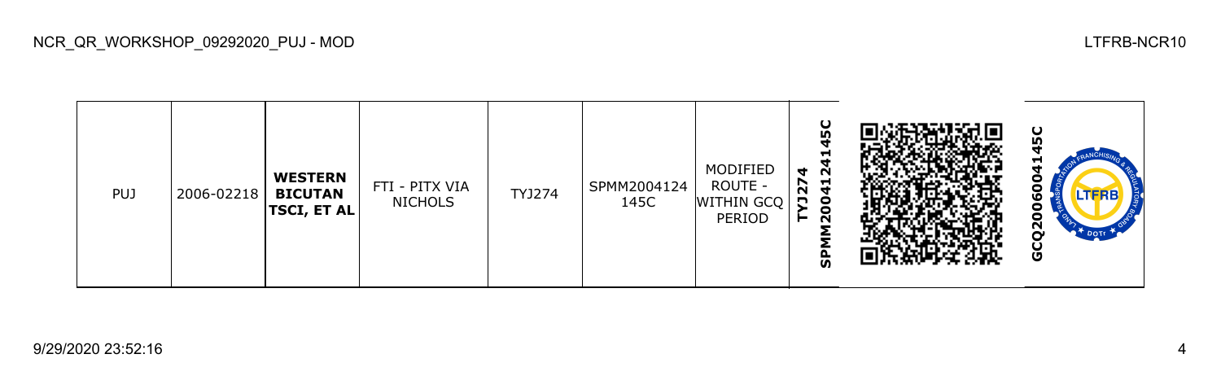| PUJ | 2006-02218 | **WESTERN BICUTAN TSCI, ET AL** | FTI - PITX VIA NICHOLS | TYJ274 | SPMM2004124145C | MODIFIED ROUTE - WITHIN GCQ PERIOD | **TYJ274 SPMM2004124145C** | | **GCQ2006004145C** |
|---|---|---|---|---|---|---|---|---|---|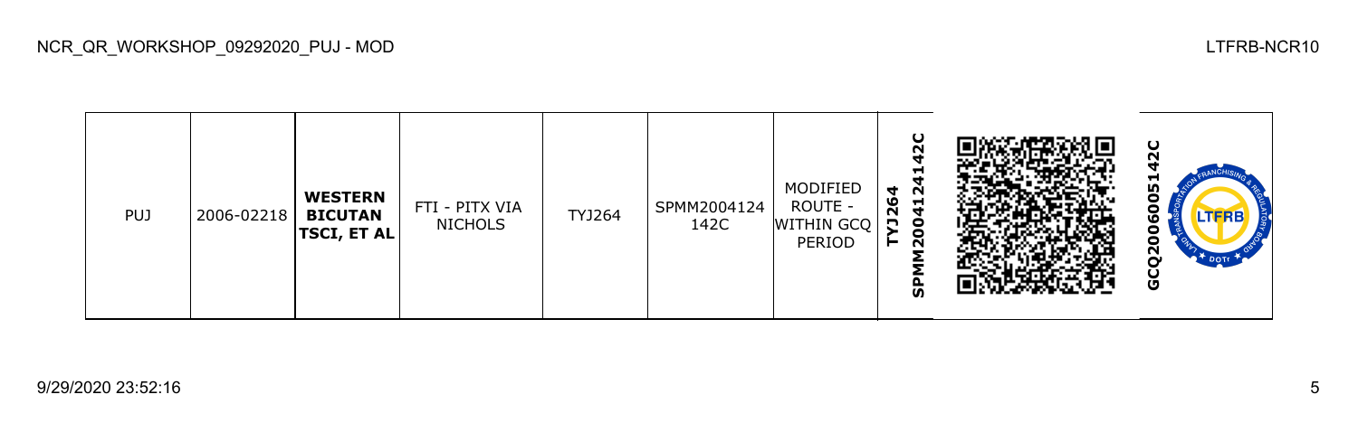| PUJ | 2006-02218 | **WESTERN BICUTAN TSCI, ET AL** | FTI - PITX VIA NICHOLS | TYJ264 | SPMM2004124142C | MODIFIED ROUTE - WITHIN GCQ PERIOD | **SPMM2004124142C TYJ264** | | **GCQ2006005142C** |
|---|---|---|---|---|---|---|---|---|---|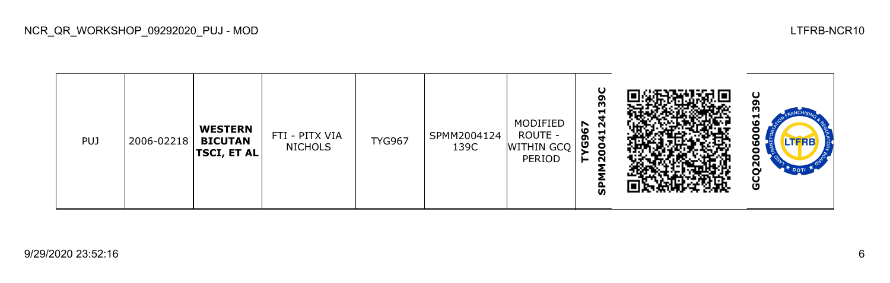| PUJ | 2006-02218 | **WESTERN BICUTAN TSCI, ET AL** | FTI - PITX VIA NICHOLS | TYG967 | SPMM2004124139C | MODIFIED ROUTE - WITHIN GCQ PERIOD | **TYG967 SPMM2004124139C** | | **GCQ2006006139C** |
|---|---|---|---|---|---|---|---|---|---|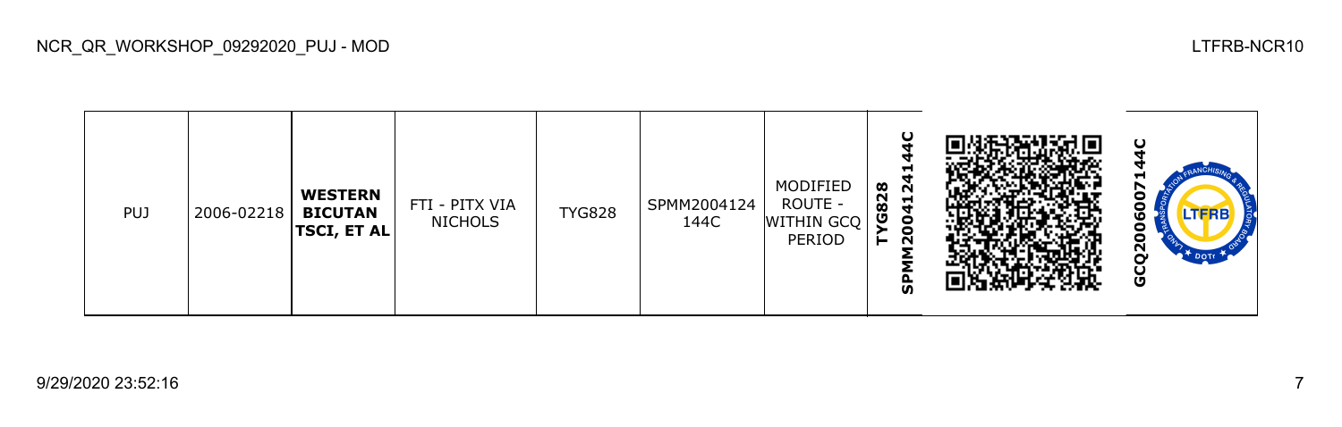| PUJ | 2006-02218 | **WESTERN BICUTAN TSCI, ET AL** | FTI - PITX VIA NICHOLS | TYG828 | SPMM2004124144C | MODIFIED ROUTE - WITHIN GCQ PERIOD | **TYG828 SPMM2004124144C** | | **GCQ2006007144C** |
|---|---|---|---|---|---|---|---|---|---|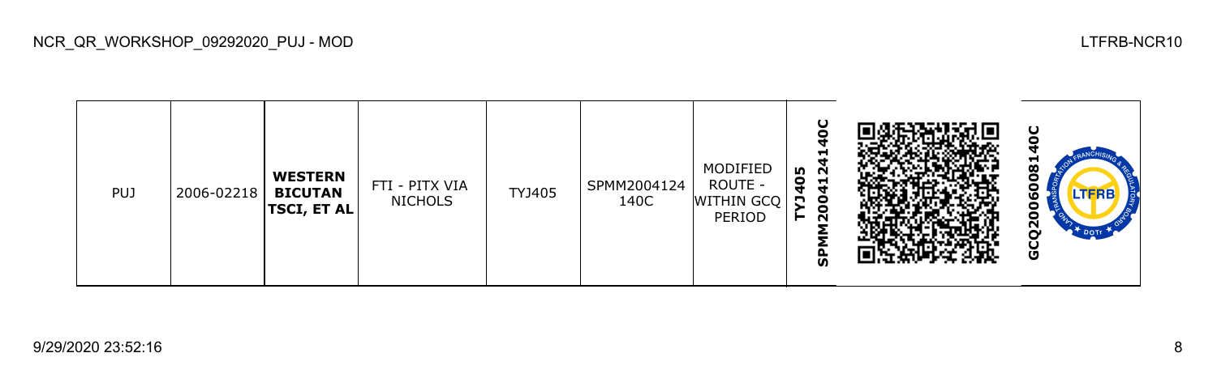| PUJ | 2006-02218 | **WESTERN BICUTAN TSCI, ET AL** | FTI - PITX VIA NICHOLS | TYJ405 | SPMM2004124140C | MODIFIED ROUTE - WITHIN GCQ PERIOD | **TYJ405 SPMM2004124140C** | | **GCQ2006008140C** |
|---|---|---|---|---|---|---|---|---|---|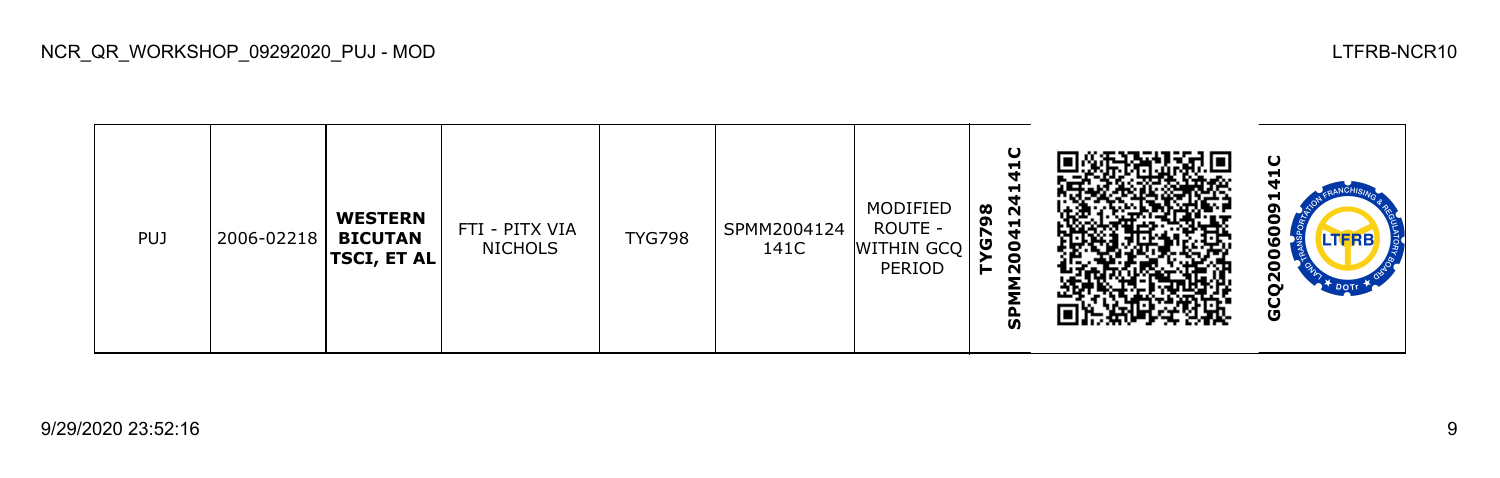| PUJ | 2006-02218 | **WESTERN BICUTAN TSCI, ET AL** | FTI - PITX VIA NICHOLS | TYG798 | SPMM2004124141C | MODIFIED ROUTE - WITHIN GCQ PERIOD | **TYG798 SPMM2004124141C** | | **GCQ2006009141C** |
|---|---|---|---|---|---|---|---|---|---|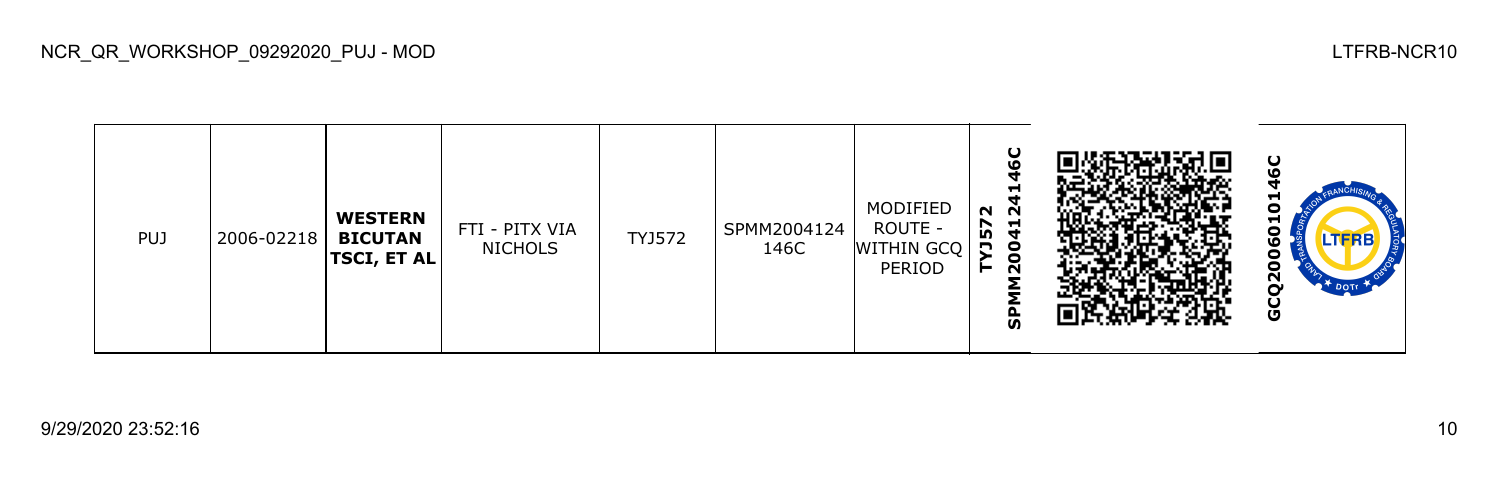| PUJ | 2006-02218 | **WESTERN BICUTAN TSCI, ET AL** | FTI - PITX VIA NICHOLS | TYJ572 | SPMM2004124146C | MODIFIED ROUTE - WITHIN GCQ PERIOD | **TYJ572 SPMM2004124146C** | | **GCQ2006010146C** |
|---|---|---|---|---|---|---|---|---|---|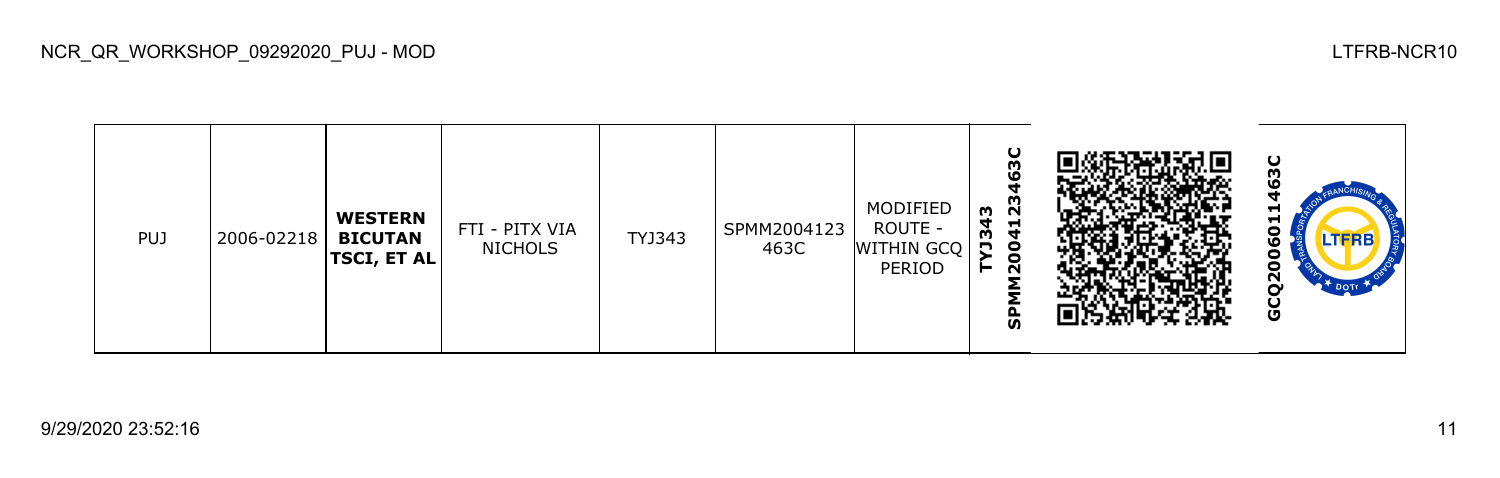| PUJ | 2006-02218 | **WESTERN BICUTAN TSCI, ET AL** | FTI - PITX VIA NICHOLS | TYJ343 | SPMM2004123463C | MODIFIED ROUTE - WITHIN GCQ PERIOD | **TYJ343 SPMM2004123463C** | | **GCQ2006011463C** |
|---|---|---|---|---|---|---|---|---|---|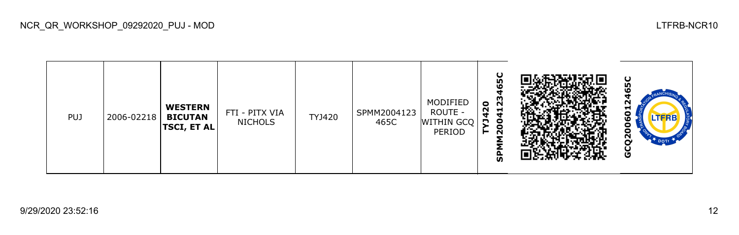| PUJ | 2006-02218 | **WESTERN BICUTAN TSCI, ET AL** | FTI - PITX VIA NICHOLS | TYJ420 | SPMM2004123465C | MODIFIED ROUTE - WITHIN GCQ PERIOD | **TYJ420 SPMM20041234​65C** | | **GCQ2006012465C** |
|---|---|---|---|---|---|---|---|---|---|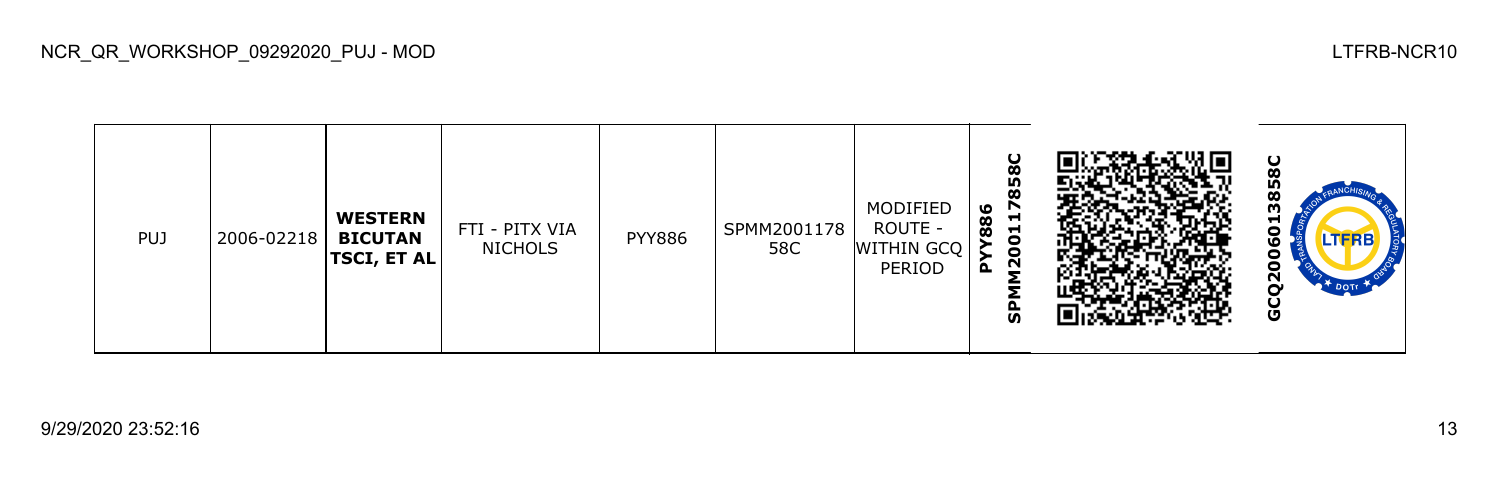| PUJ | 2006-02218 | **WESTERN BICUTAN TSCI, ET AL** | FTI - PITX VIA NICHOLS | PYY886 | SPMM200117858C | MODIFIED ROUTE - WITHIN GCQ PERIOD | **PYY886 SPMM200117858C** | | **GCQ2006013858C** |
|---|---|---|---|---|---|---|---|---|---|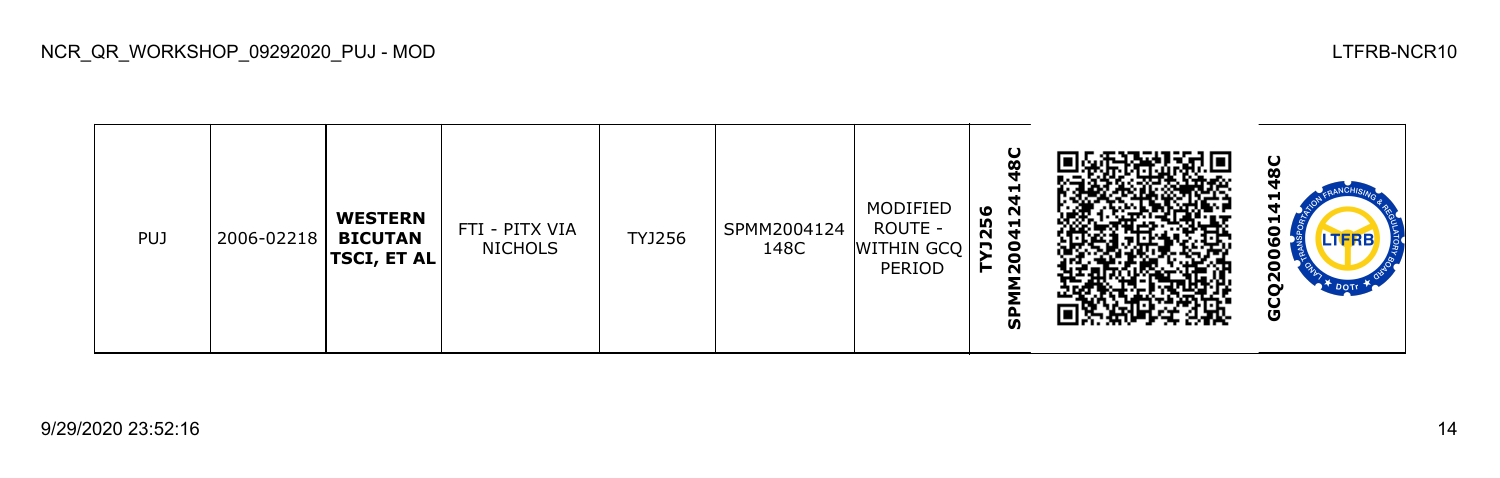| PUJ | 2006-02218 | **WESTERN BICUTAN TSCI, ET AL** | FTI - PITX VIA NICHOLS | TYJ256 | SPMM2004124148C | MODIFIED ROUTE - WITHIN GCQ PERIOD | **TYJ256 SPMM2004124148C** | | **GCQ2006014148C** |
|---|---|---|---|---|---|---|---|---|---|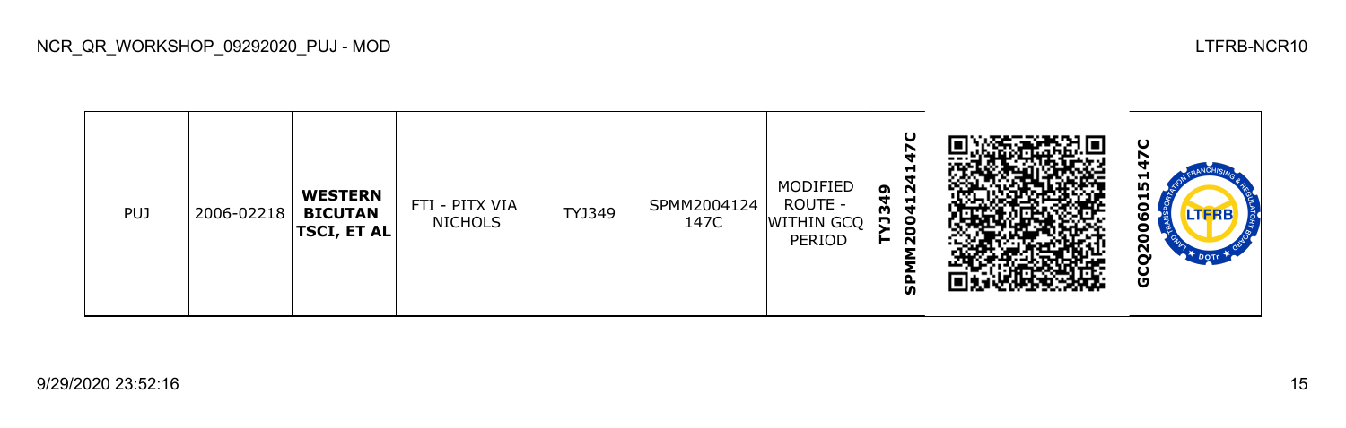| PUJ | 2006-02218 | **WESTERN BICUTAN TSCI, ET AL** | FTI - PITX VIA NICHOLS | TYJ349 | SPMM2004124147C | MODIFIED ROUTE - WITHIN GCQ PERIOD | **TYJ349 SPMM2004124147C** | | **GCQ2006015147C** |
|---|---|---|---|---|---|---|---|---|---|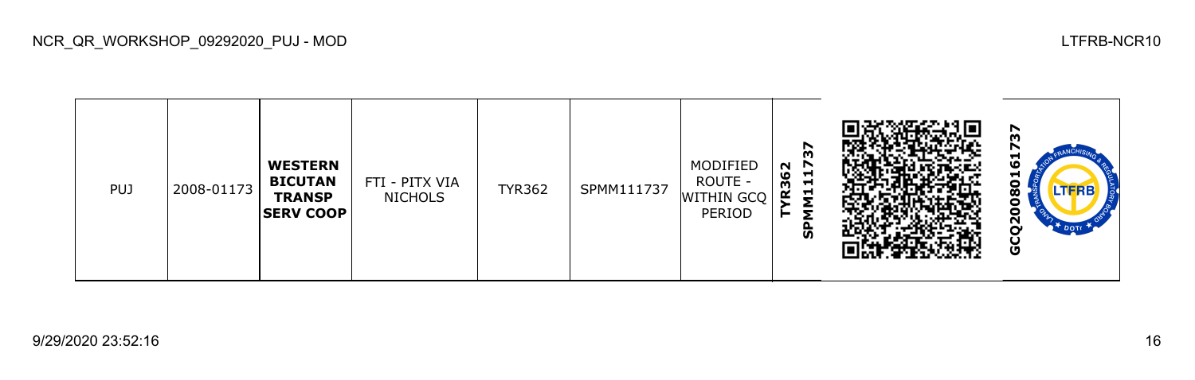| PUJ | 2008-01173 | **WESTERN BICUTAN TRANSP SERV COOP** | FTI - PITX VIA NICHOLS | TYR362 | SPMM111737 | MODIFIED ROUTE - WITHIN GCQ PERIOD | **TYR362 SPMM111737** | | **GCQ200801161737** |
|---|---|---|---|---|---|---|---|---|---|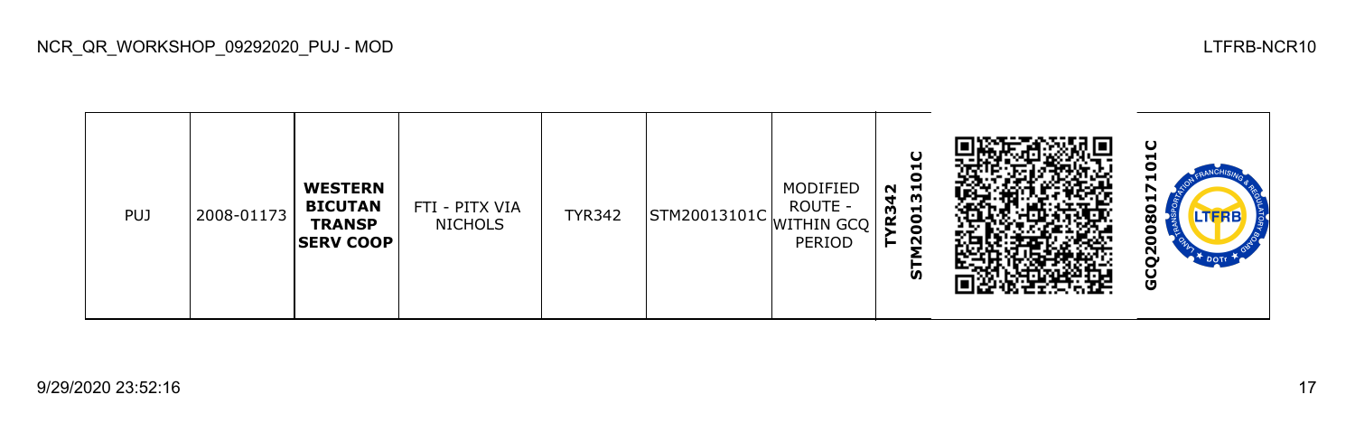| PUJ | 2008-01173 | **WESTERN BICUTAN TRANSP SERV COOP** | FTI - PITX VIA NICHOLS | TYR342 | STM20013101C | MODIFIED ROUTE - WITHIN GCQ PERIOD | **TYR342 STM20013101C** | | **GCQ2008017101C** |
|---|---|---|---|---|---|---|---|---|---|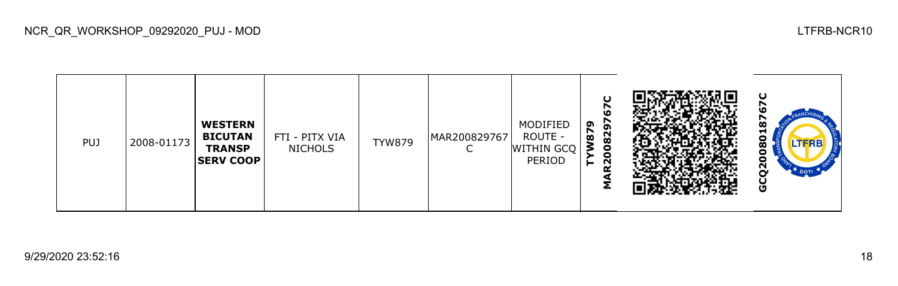| PUJ | 2008-01173 | **WESTERN BICUTAN TRANSP SERV COOP** | FTI - PITX VIA NICHOLS | TYW879 | MAR200829767C | MODIFIED ROUTE - WITHIN GCQ PERIOD | **TYW879 MAR200829767C** | | **GCQ2008018767C** |
|---|---|---|---|---|---|---|---|---|---|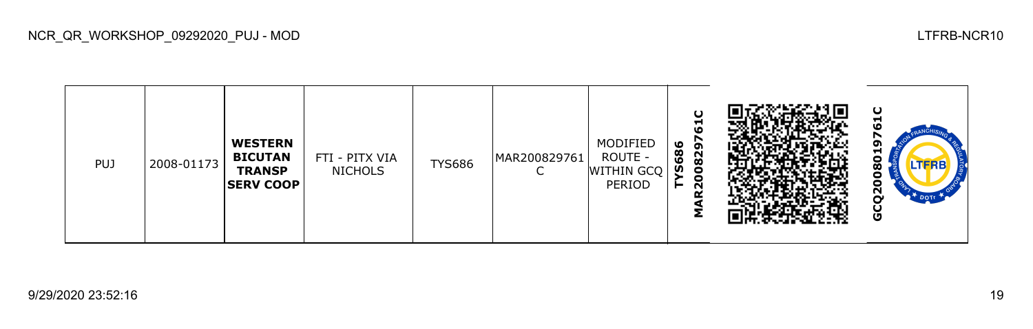| PUJ | 2008-01173 | **WESTERN BICUTAN TRANSP SERV COOP** | FTI - PITX VIA NICHOLS | TYS686 | MAR200829761C | MODIFIED ROUTE - WITHIN GCQ PERIOD | **TYS686 MAR200829761C** | | **GCQ2008019761C** |
|---|---|---|---|---|---|---|---|---|---|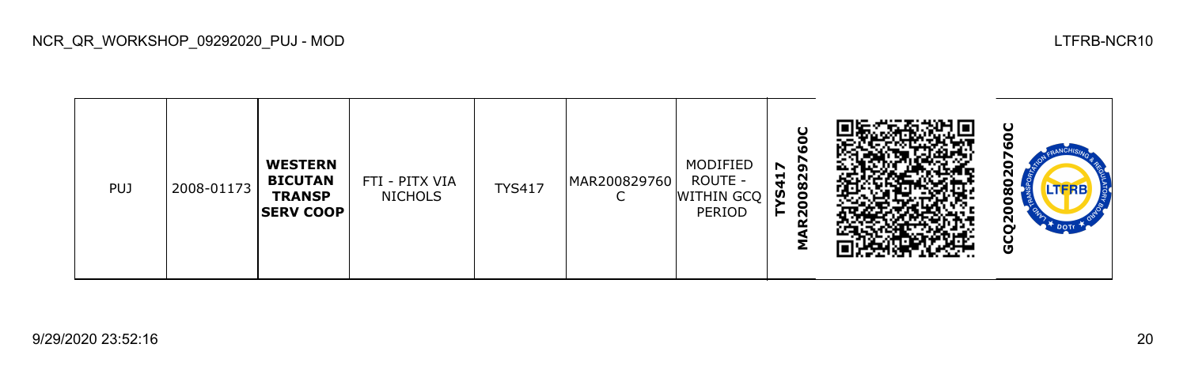NCR_QR_WORKSHOP_09292020_PUJ - MOD

LTFRB-NCR10

| PUJ | 2008-01173 | **WESTERN BICUTAN TRANSP SERV COOP** | FTI - PITX VIA NICHOLS | TYS417 | MAR200829760C | MODIFIED ROUTE - WITHIN GCQ PERIOD | **MAR200829760C TYS417** | | **GCQ2008020760C** |
|---|---|---|---|---|---|---|---|---|---|

9/29/2020 23:52:16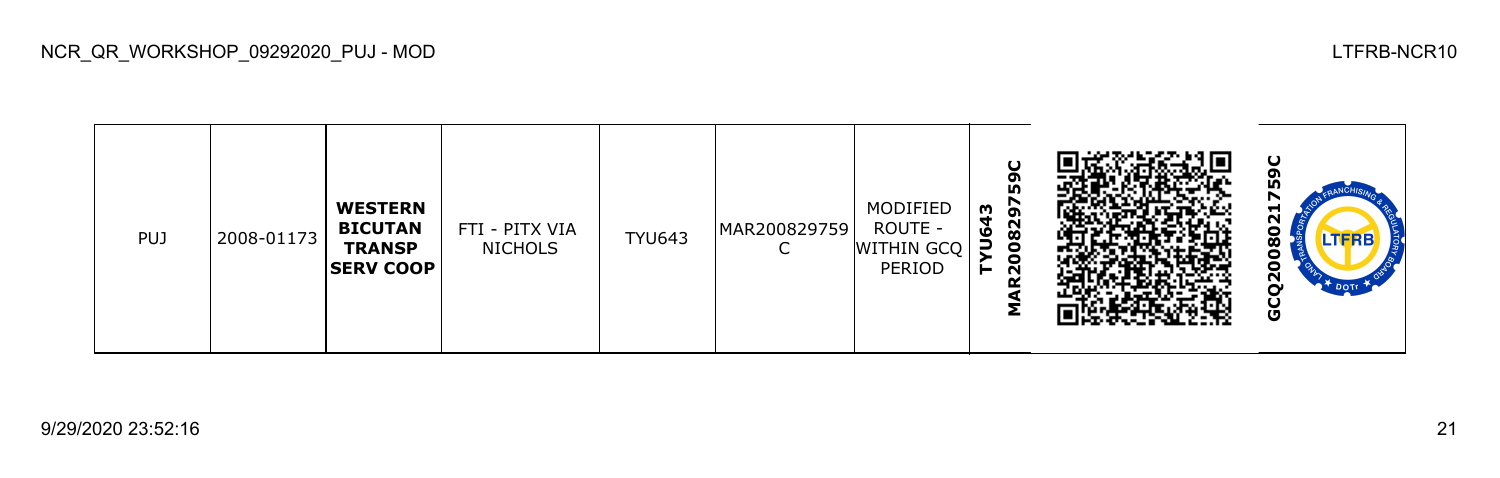| PUJ | 2008-01173 | **WESTERN BICUTAN TRANSP SERV COOP** | FTI - PITX VIA NICHOLS | TYU643 | MAR200829759C | MODIFIED ROUTE - WITHIN GCQ PERIOD | **TYU643 MAR200829759C** | | **GCQ20080217 59C** |
|---|---|---|---|---|---|---|---|---|---|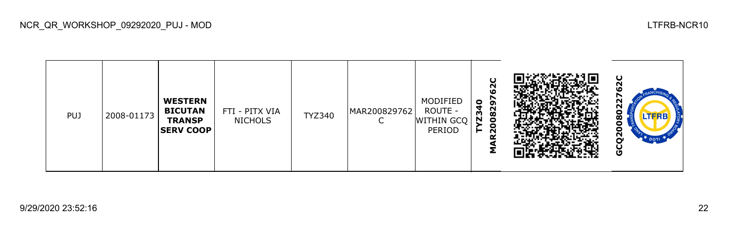| PUJ | 2008-01173 | **WESTERN BICUTAN TRANSP SERV COOP** | FTI - PITX VIA NICHOLS | TYZ340 | MAR200829762C | MODIFIED ROUTE - WITHIN GCQ PERIOD | **TYZ340 MAR200829762C** | | **GCQ2008022762C** |
|---|---|---|---|---|---|---|---|---|---|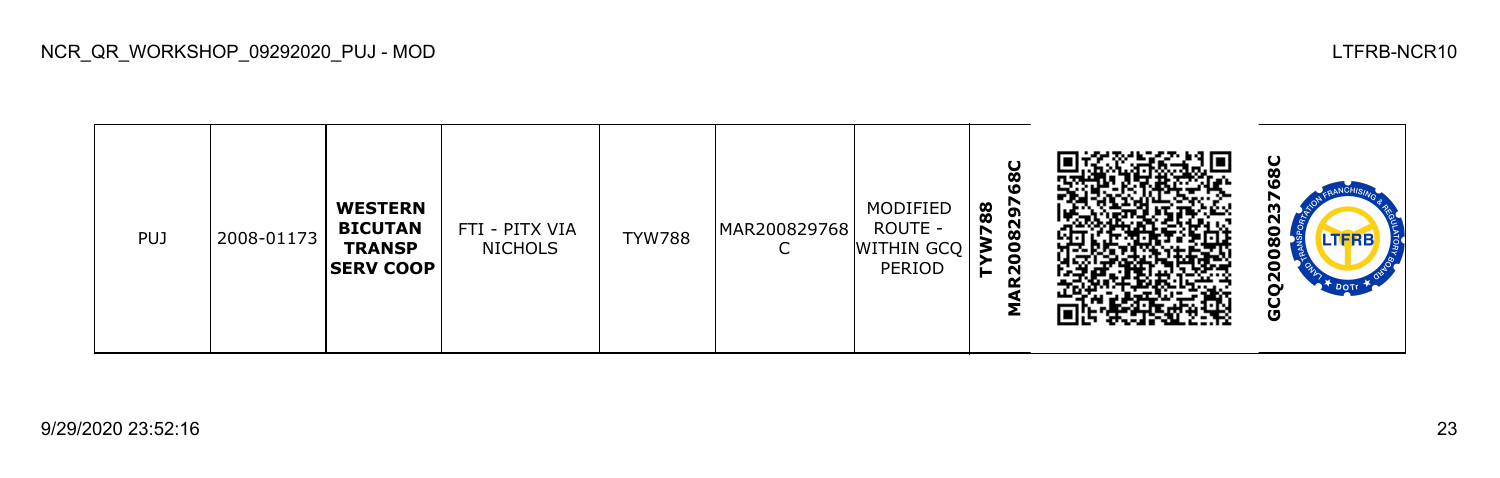| PUJ | 2008-01173 | **WESTERN BICUTAN TRANSP SERV COOP** | FTI - PITX VIA NICHOLS | TYW788 | MAR200829768C | MODIFIED ROUTE - WITHIN GCQ PERIOD | **TYW788 MAR200829768C** | | **GCQ200802376​8C** |
|---|---|---|---|---|---|---|---|---|---|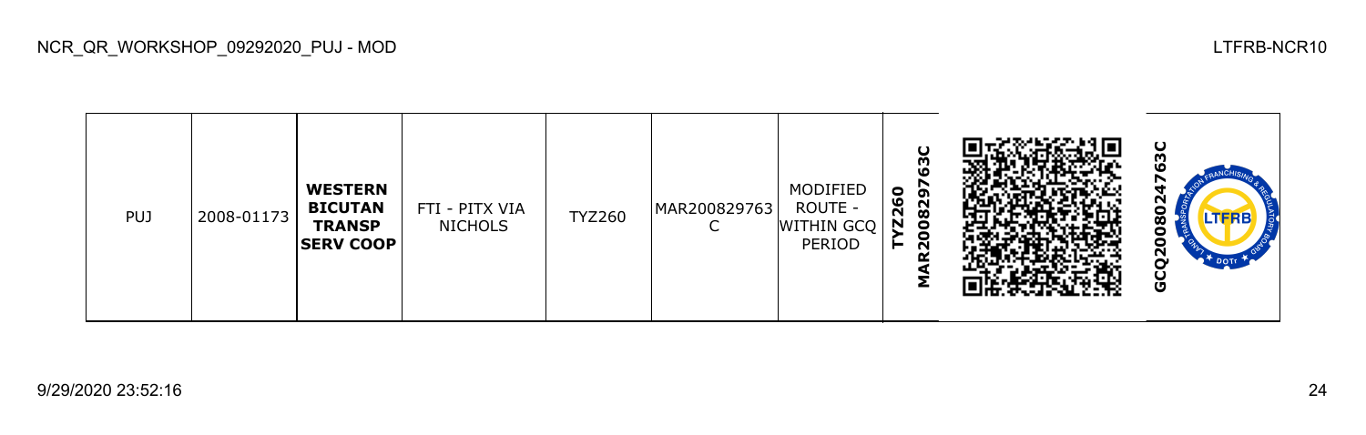| PUJ | 2008-01173 | **WESTERN BICUTAN TRANSP SERV COOP** | FTI - PITX VIA NICHOLS | TYZ260 | MAR200829763C | MODIFIED ROUTE - WITHIN GCQ PERIOD | **TYZ260 MAR200829763C** | | **GCQ200802476 3C** |
|---|---|---|---|---|---|---|---|---|---|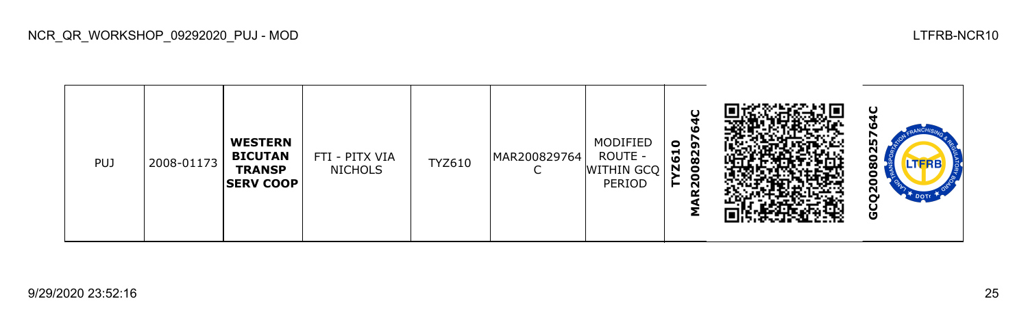| PUJ | 2008-01173 | **WESTERN BICUTAN TRANSP SERV COOP** | FTI - PITX VIA NICHOLS | TYZ610 | MAR200829764C | MODIFIED ROUTE - WITHIN GCQ PERIOD | **TYZ610 MAR200829764C** | | **GCQ200802576​4C** |
|---|---|---|---|---|---|---|---|---|---|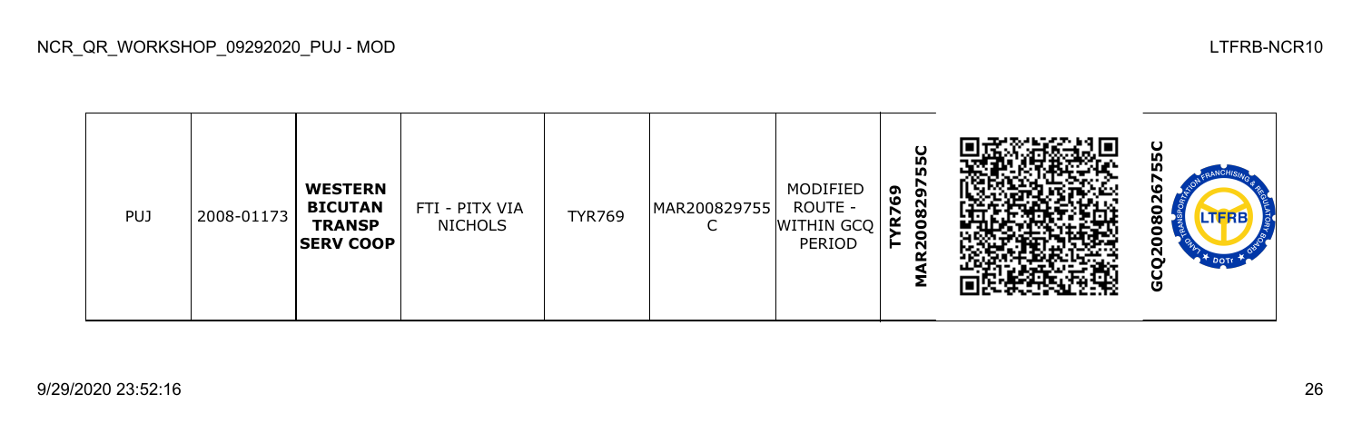| PUJ | 2008-01173 | **WESTERN BICUTAN TRANSP SERV COOP** | FTI - PITX VIA NICHOLS | TYR769 | MAR200829755C | MODIFIED ROUTE - WITHIN GCQ PERIOD | **TYR769 MAR200829755C** | | **GCQ200802675​5C** |
|---|---|---|---|---|---|---|---|---|---|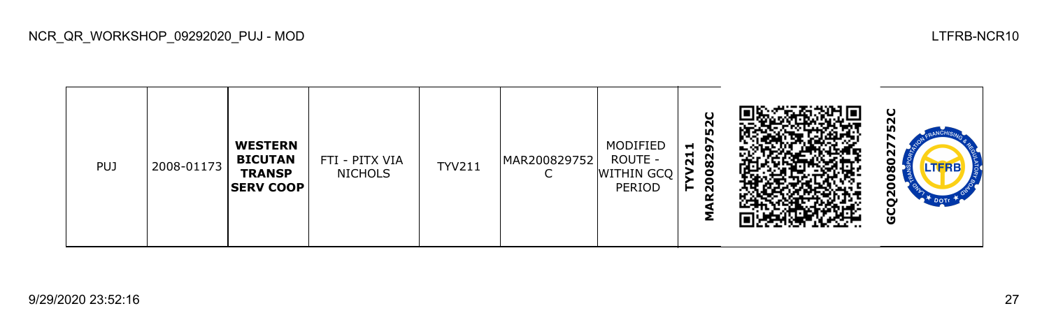| PUJ | 2008-01173 | **WESTERN BICUTAN TRANSP SERV COOP** | FTI - PITX VIA NICHOLS | TYV211 | MAR200829752C | MODIFIED ROUTE - WITHIN GCQ PERIOD | **MAR200829752C TYV211** | | **GCQ200802775​2C** |
|---|---|---|---|---|---|---|---|---|---|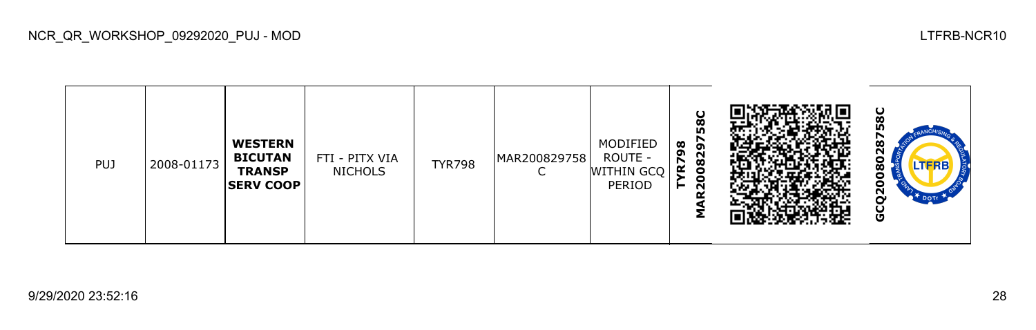| PUJ | 2008-01173 | **WESTERN BICUTAN TRANSP SERV COOP** | FTI - PITX VIA NICHOLS | TYR798 | MAR200829758C | MODIFIED ROUTE - WITHIN GCQ PERIOD | **TYR798 MAR200829758C** | | **GCQ200802875 8C** |
|---|---|---|---|---|---|---|---|---|---|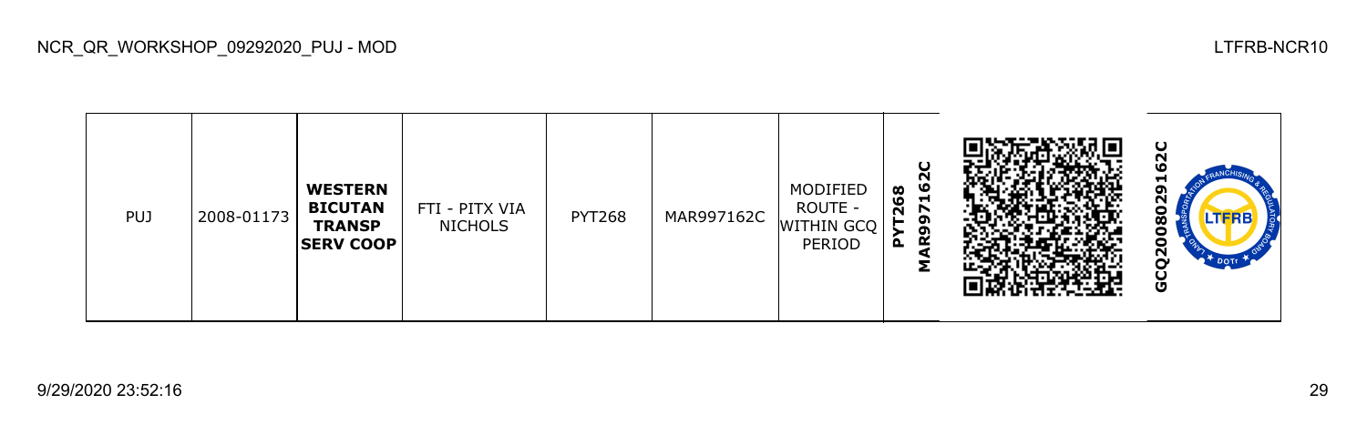| PUJ | 2008-01173 | **WESTERN BICUTAN TRANSP SERV COOP** | FTI - PITX VIA NICHOLS | PYT268 | MAR997162C | MODIFIED ROUTE - WITHIN GCQ PERIOD | **PYT268 MAR997162C** | | **GCQ20080291 62C** |
|---|---|---|---|---|---|---|---|---|---|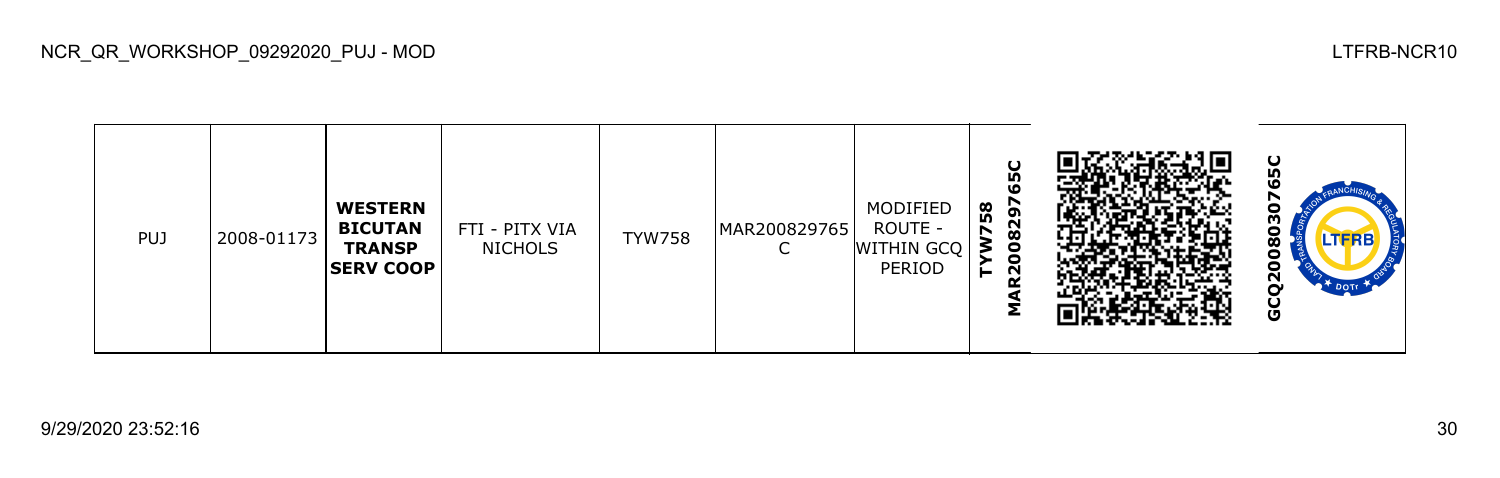NCR_QR_WORKSHOP_09292020_PUJ - MOD

LTFRB-NCR10

| PUJ | 2008-01173 | **WESTERN BICUTAN TRANSP SERV COOP** | FTI - PITX VIA NICHOLS | TYW758 | MAR200829765C | MODIFIED ROUTE - WITHIN GCQ PERIOD | **TYW758 MAR200829765C** | | **GCQ2008030765C** |
|---|---|---|---|---|---|---|---|---|---|

9/29/2020 23:52:16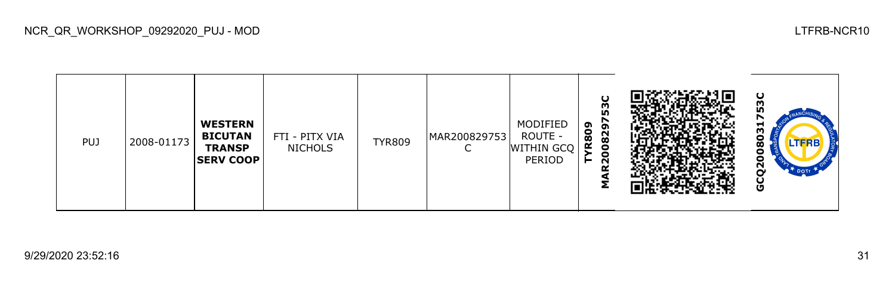| PUJ | 2008-01173 | **WESTERN BICUTAN TRANSP SERV COOP** | FTI - PITX VIA NICHOLS | TYR809 | MAR200829753C | MODIFIED ROUTE - WITHIN GCQ PERIOD | **TYR809 MAR200829753C** | | **GCQ200803175​3C** |
|---|---|---|---|---|---|---|---|---|---|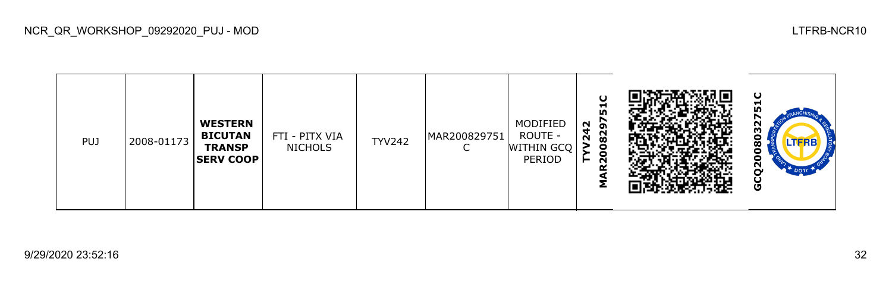| PUJ | 2008-01173 | **WESTERN BICUTAN TRANSP SERV COOP** | FTI - PITX VIA NICHOLS | TYV242 | MAR200829751C | MODIFIED ROUTE - WITHIN GCQ PERIOD | **TYV242 MAR200829751C** | | **GCQ2008032751C** |
|---|---|---|---|---|---|---|---|---|---|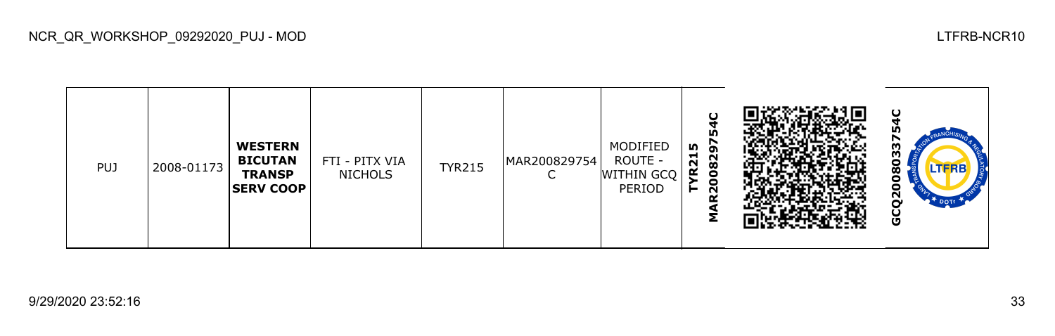| PUJ | 2008-01173 | **WESTERN BICUTAN TRANSP SERV COOP** | FTI - PITX VIA NICHOLS | TYR215 | MAR200829754C | MODIFIED ROUTE - WITHIN GCQ PERIOD | **TYR215 MAR200829754C** | | **GCQ200803375 4C** |
|---|---|---|---|---|---|---|---|---|---|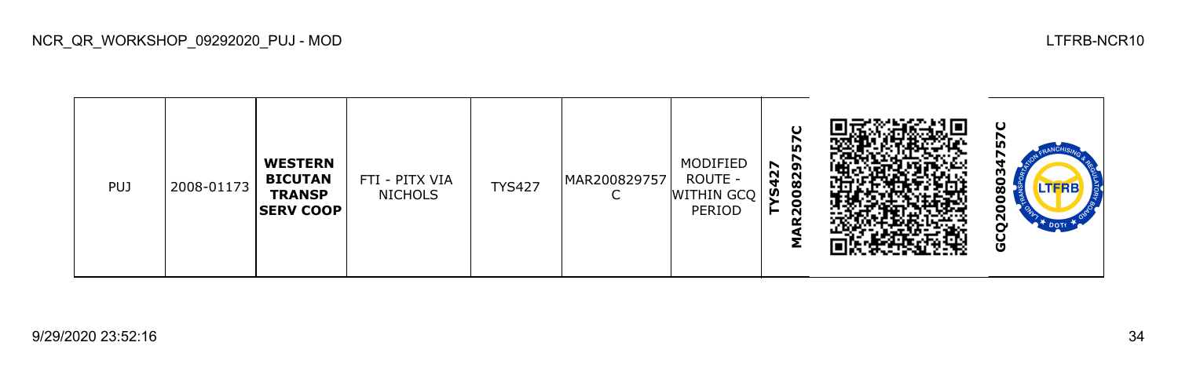| PUJ | 2008-01173 | **WESTERN BICUTAN TRANSP SERV COOP** | FTI - PITX VIA NICHOLS | TYS427 | MAR200829757C | MODIFIED ROUTE - WITHIN GCQ PERIOD | **TYS427 MAR200829757C** | | **GCQ200803475​7C** |
|---|---|---|---|---|---|---|---|---|---|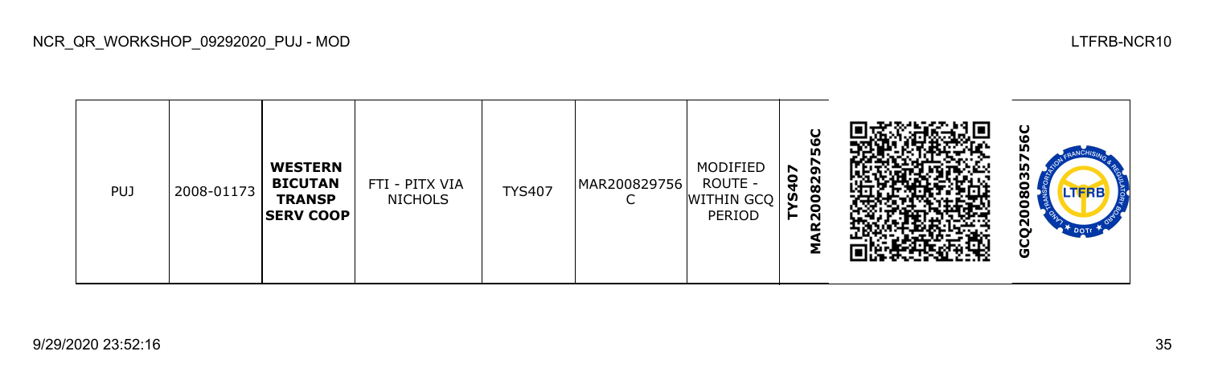NCR_QR_WORKSHOP_09292020_PUJ - MOD

LTFRB-NCR10

| PUJ | 2008-01173 | **WESTERN BICUTAN TRANSP SERV COOP** | FTI - PITX VIA NICHOLS | TYS407 | MAR200829756C | MODIFIED ROUTE - WITHIN GCQ PERIOD | **TYS407 MAR200829756C** | | **GCQ20080357 56C** |
|---|---|---|---|---|---|---|---|---|---|

9/29/2020 23:52:16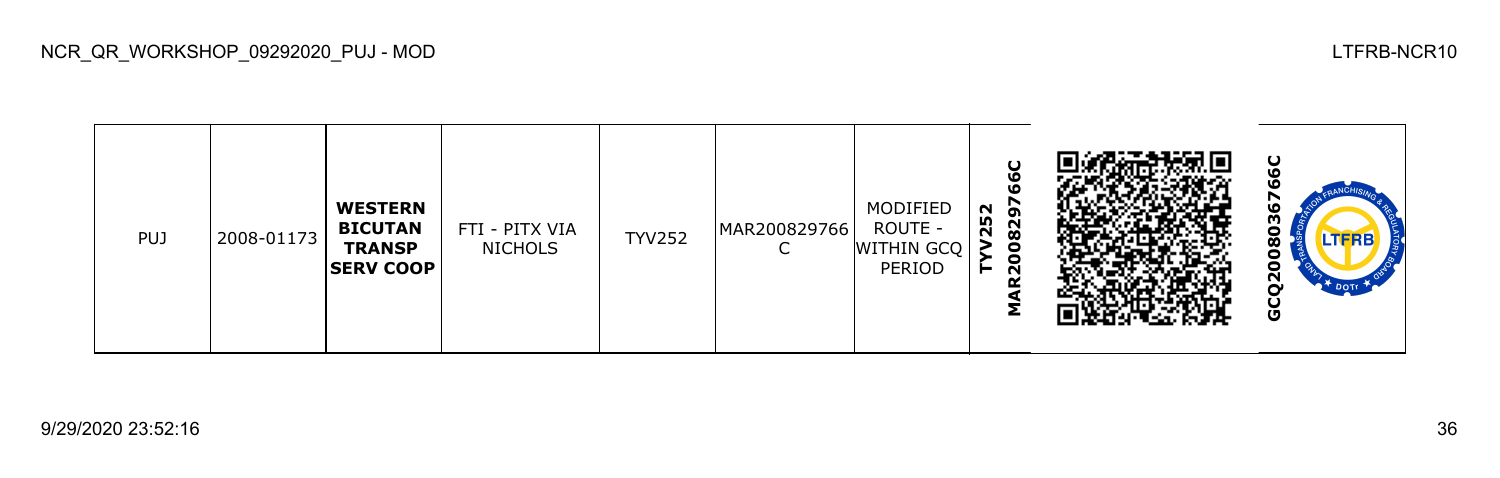| PUJ | 2008-01173 | **WESTERN BICUTAN TRANSP SERV COOP** | FTI - PITX VIA NICHOLS | TYV252 | MAR200829766C | MODIFIED ROUTE - WITHIN GCQ PERIOD | **TYV252 MAR200829766C** | | **GCQ20080367 66C** |
|---|---|---|---|---|---|---|---|---|---|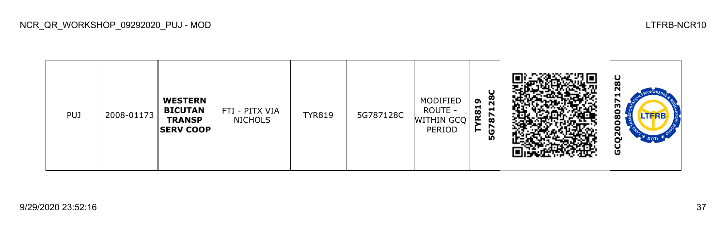| PUJ | 2008-01173 | **WESTERN BICUTAN TRANSP SERV COOP** | FTI - PITX VIA NICHOLS | TYR819 | 5G787128C | MODIFIED ROUTE - WITHIN GCQ PERIOD | **TYR819 5G787128C** | | **GCQ2008037128C** |
|---|---|---|---|---|---|---|---|---|---|